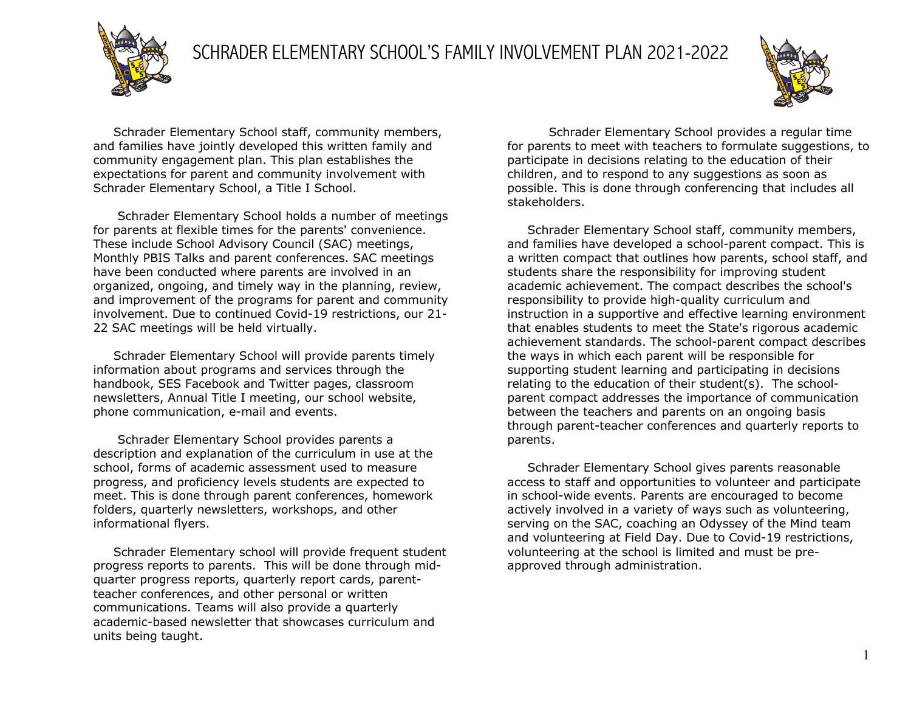# SCHRADER ELEMENTARY SCHOOL'S FAMILY INVOLVEMENT PLAN 2021-2022

Schrader Elementary School staff, community members, and families have jointly developed this written family and community engagement plan. This plan establishes the expectations for parent and community involvement with Schrader Elementary School, a Title I School.

Schrader Elementary School holds a number of meetings for parents at flexible times for the parents' convenience. These include School Advisory Council (SAC) meetings, Monthly PBIS Talks and parent conferences. SAC meetings have been conducted where parents are involved in an organized, ongoing, and timely way in the planning, review, and improvement of the programs for parent and community involvement. Due to continued Covid-19 restrictions, our 21-22 SAC meetings will be held virtually.

Schrader Elementary School will provide parents timely information about programs and services through the handbook, SES Facebook and Twitter pages, classroom newsletters, Annual Title I meeting, our school website, phone communication, e-mail and events.

Schrader Elementary School provides parents a description and explanation of the curriculum in use at the school, forms of academic assessment used to measure progress, and proficiency levels students are expected to meet. This is done through parent conferences, homework folders, quarterly newsletters, workshops, and other informational flyers.

Schrader Elementary school will provide frequent student progress reports to parents. This will be done through mid-quarter progress reports, quarterly report cards, parent-teacher conferences, and other personal or written communications. Teams will also provide a quarterly academic-based newsletter that showcases curriculum and units being taught.

Schrader Elementary School provides a regular time for parents to meet with teachers to formulate suggestions, to participate in decisions relating to the education of their children, and to respond to any suggestions as soon as possible. This is done through conferencing that includes all stakeholders.

Schrader Elementary School staff, community members, and families have developed a school-parent compact. This is a written compact that outlines how parents, school staff, and students share the responsibility for improving student academic achievement. The compact describes the school's responsibility to provide high-quality curriculum and instruction in a supportive and effective learning environment that enables students to meet the State's rigorous academic achievement standards. The school-parent compact describes the ways in which each parent will be responsible for supporting student learning and participating in decisions relating to the education of their student(s). The school-parent compact addresses the importance of communication between the teachers and parents on an ongoing basis through parent-teacher conferences and quarterly reports to parents.

Schrader Elementary School gives parents reasonable access to staff and opportunities to volunteer and participate in school-wide events. Parents are encouraged to become actively involved in a variety of ways such as volunteering, serving on the SAC, coaching an Odyssey of the Mind team and volunteering at Field Day. Due to Covid-19 restrictions, volunteering at the school is limited and must be pre-approved through administration.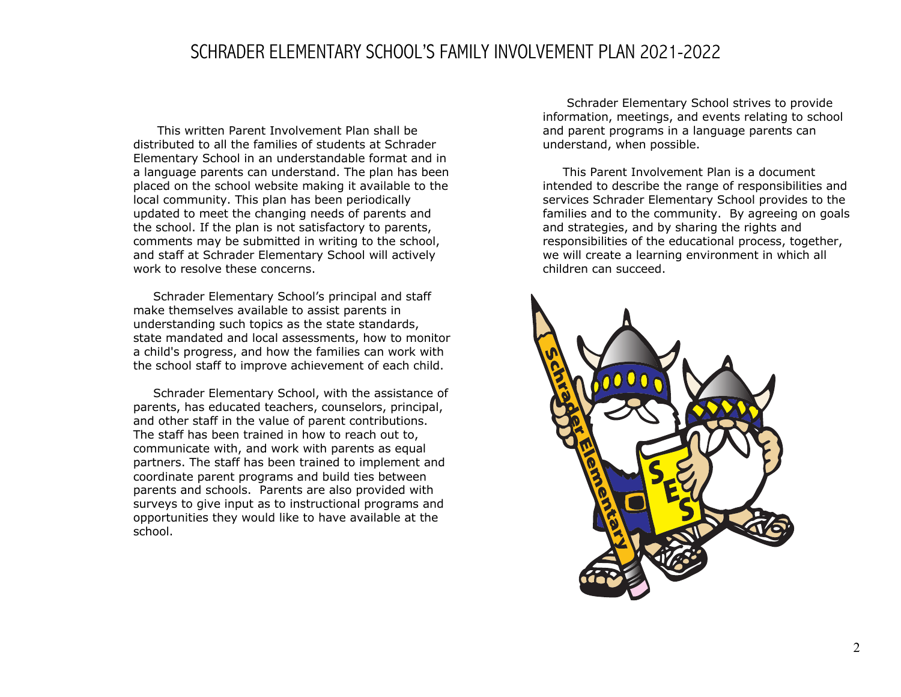# SCHRADER ELEMENTARY SCHOOL'S FAMILY INVOLVEMENT PLAN 2021-2022

This written Parent Involvement Plan shall be distributed to all the families of students at Schrader Elementary School in an understandable format and in a language parents can understand. The plan has been placed on the school website making it available to the local community. This plan has been periodically updated to meet the changing needs of parents and the school. If the plan is not satisfactory to parents, comments may be submitted in writing to the school, and staff at Schrader Elementary School will actively work to resolve these concerns.

Schrader Elementary School's principal and staff make themselves available to assist parents in understanding such topics as the state standards, state mandated and local assessments, how to monitor a child's progress, and how the families can work with the school staff to improve achievement of each child.

Schrader Elementary School, with the assistance of parents, has educated teachers, counselors, principal, and other staff in the value of parent contributions. The staff has been trained in how to reach out to, communicate with, and work with parents as equal partners. The staff has been trained to implement and coordinate parent programs and build ties between parents and schools. Parents are also provided with surveys to give input as to instructional programs and opportunities they would like to have available at the school.

Schrader Elementary School strives to provide information, meetings, and events relating to school and parent programs in a language parents can understand, when possible.

This Parent Involvement Plan is a document intended to describe the range of responsibilities and services Schrader Elementary School provides to the families and to the community. By agreeing on goals and strategies, and by sharing the rights and responsibilities of the educational process, together, we will create a learning environment in which all children can succeed.